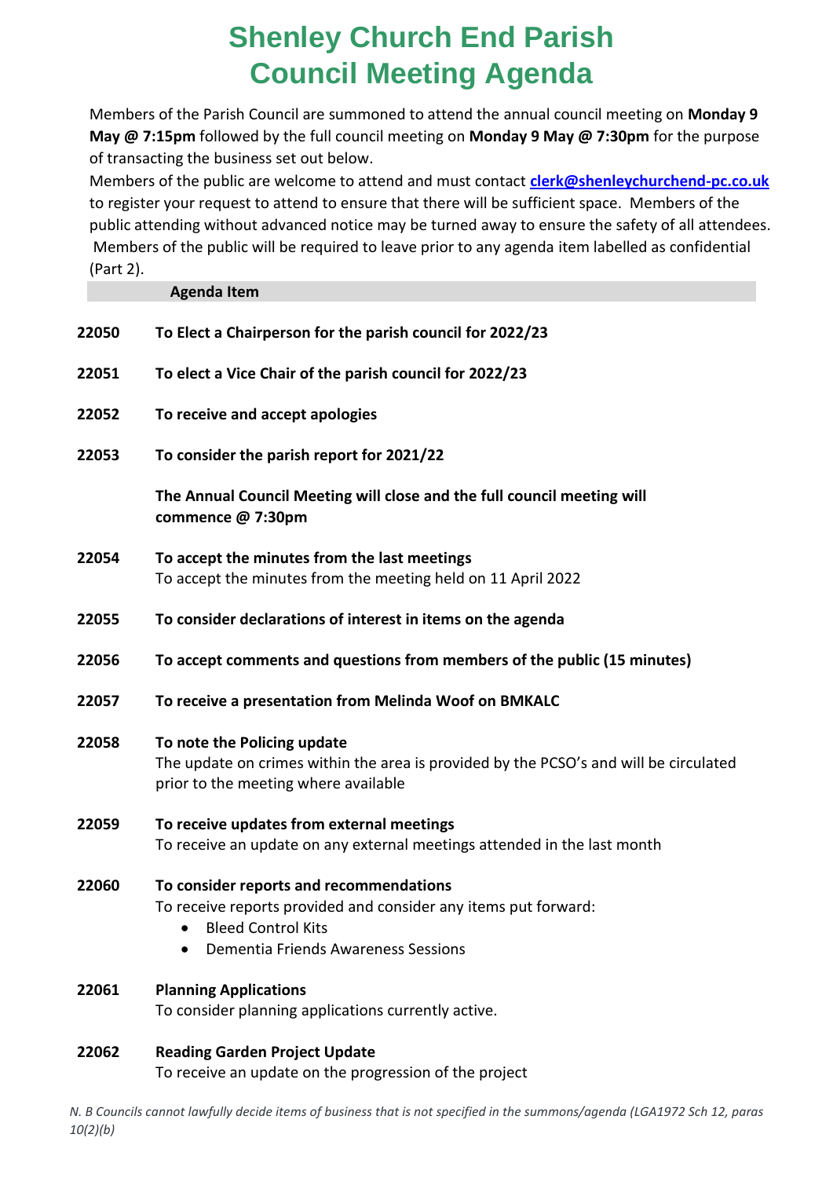# Shenley Church End Parish Council Meeting Agenda

Members of the Parish Council are summoned to attend the annual council meeting on **Monday 9 May @ 7:15pm** followed by the full council meeting on **Monday 9 May @ 7:30pm** for the purpose of transacting the business set out below.

Members of the public are welcome to attend and must contact **clerk@shenleychurchend-pc.co.uk** to register your request to attend to ensure that there will be sufficient space. Members of the public attending without advanced notice may be turned away to ensure the safety of all attendees. Members of the public will be required to leave prior to any agenda item labelled as confidential (Part 2).

| | **Agenda Item** |
|---|---|
| **22050** | **To Elect a Chairperson for the parish council for 2022/23** |
| **22051** | **To elect a Vice Chair of the parish council for 2022/23** |
| **22052** | **To receive and accept apologies** |
| **22053** | **To consider the parish report for 2021/22** |
| | **The Annual Council Meeting will close and the full council meeting will commence @ 7:30pm** |
| **22054** | **To accept the minutes from the last meetings**<br>To accept the minutes from the meeting held on 11 April 2022 |
| **22055** | **To consider declarations of interest in items on the agenda** |
| **22056** | **To accept comments and questions from members of the public (15 minutes)** |
| **22057** | **To receive a presentation from Melinda Woof on BMKALC** |
| **22058** | **To note the Policing update**<br>The update on crimes within the area is provided by the PCSO's and will be circulated prior to the meeting where available |
| **22059** | **To receive updates from external meetings**<br>To receive an update on any external meetings attended in the last month |
| **22060** | **To consider reports and recommendations**<br>To receive reports provided and consider any items put forward:<br>• Bleed Control Kits<br>• Dementia Friends Awareness Sessions |
| **22061** | **Planning Applications**<br>To consider planning applications currently active. |
| **22062** | **Reading Garden Project Update**<br>To receive an update on the progression of the project |

*N. B Councils cannot lawfully decide items of business that is not specified in the summons/agenda (LGA1972 Sch 12, paras 10(2)(b)*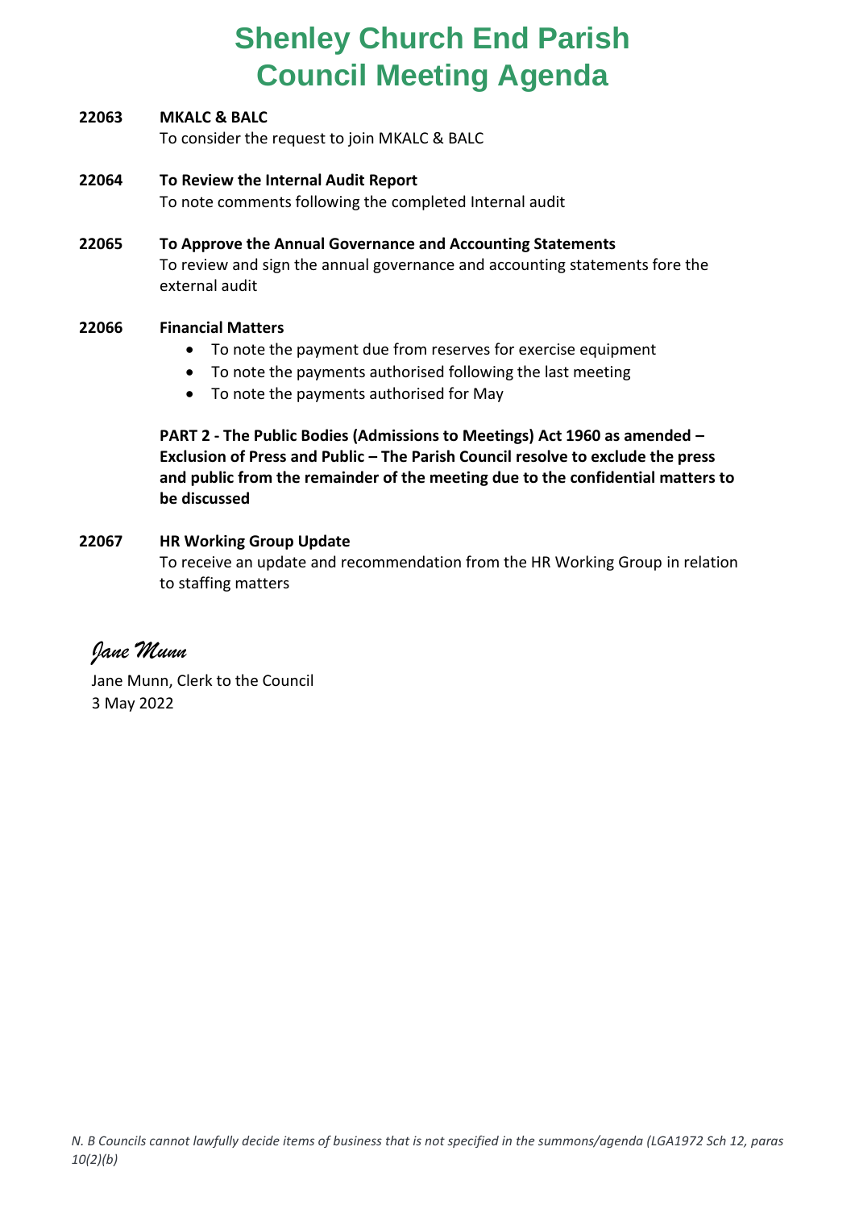# Shenley Church End Parish Council Meeting Agenda

**22063 MKALC & BALC**

To consider the request to join MKALC & BALC

**22064 To Review the Internal Audit Report**

To note comments following the completed Internal audit

**22065 To Approve the Annual Governance and Accounting Statements**

To review and sign the annual governance and accounting statements fore the external audit

**22066 Financial Matters**

- To note the payment due from reserves for exercise equipment
- To note the payments authorised following the last meeting
- To note the payments authorised for May

**PART 2 - The Public Bodies (Admissions to Meetings) Act 1960 as amended – Exclusion of Press and Public – The Parish Council resolve to exclude the press and public from the remainder of the meeting due to the confidential matters to be discussed**

**22067 HR Working Group Update**

To receive an update and recommendation from the HR Working Group in relation to staffing matters

*Jane Munn*

Jane Munn, Clerk to the Council
3 May 2022

*N. B Councils cannot lawfully decide items of business that is not specified in the summons/agenda (LGA1972 Sch 12, paras 10(2)(b)*